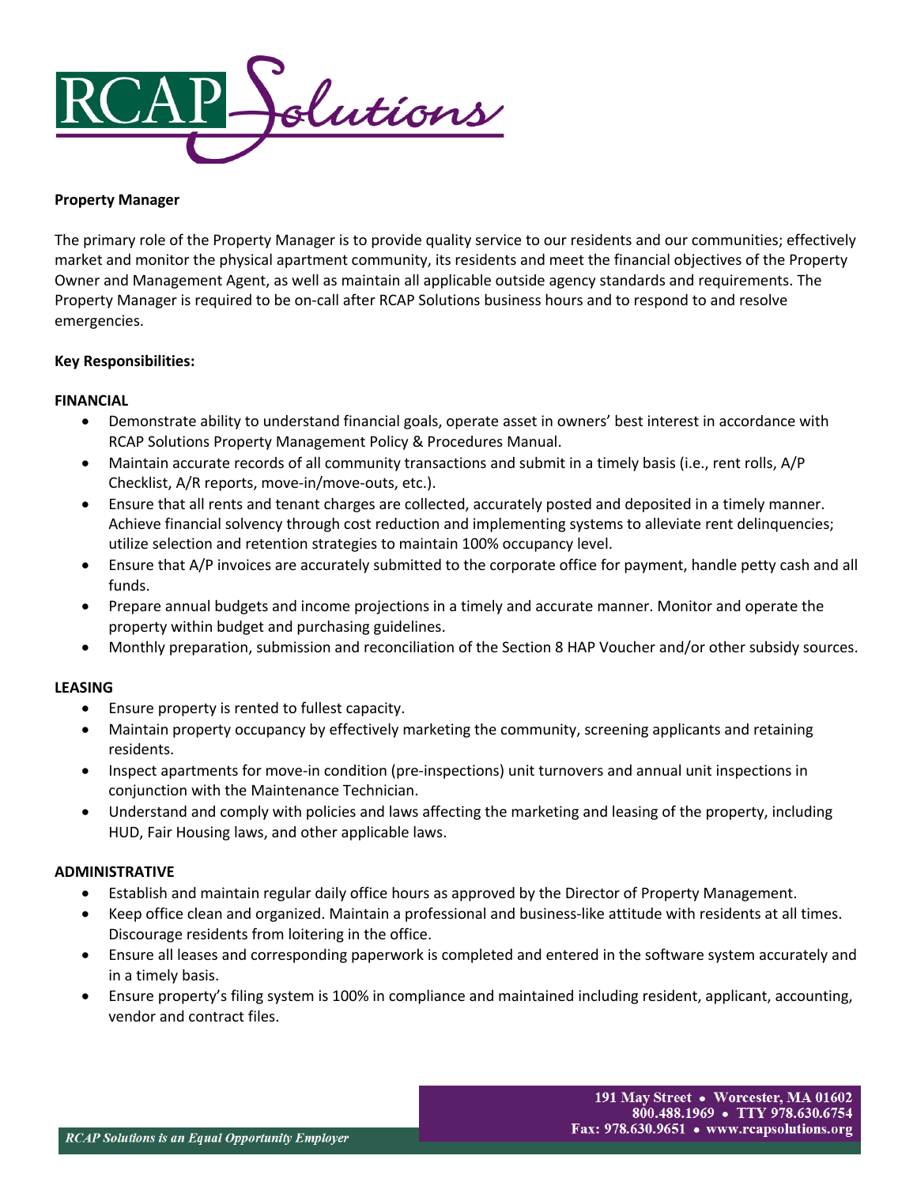**Property Manager**

The primary role of the Property Manager is to provide quality service to our residents and our communities; effectively market and monitor the physical apartment community, its residents and meet the financial objectives of the Property Owner and Management Agent, as well as maintain all applicable outside agency standards and requirements. The Property Manager is required to be on-call after RCAP Solutions business hours and to respond to and resolve emergencies.

**Key Responsibilities:**

**FINANCIAL**

- Demonstrate ability to understand financial goals, operate asset in owners' best interest in accordance with RCAP Solutions Property Management Policy & Procedures Manual.
- Maintain accurate records of all community transactions and submit in a timely basis (i.e., rent rolls, A/P Checklist, A/R reports, move-in/move-outs, etc.).
- Ensure that all rents and tenant charges are collected, accurately posted and deposited in a timely manner. Achieve financial solvency through cost reduction and implementing systems to alleviate rent delinquencies; utilize selection and retention strategies to maintain 100% occupancy level.
- Ensure that A/P invoices are accurately submitted to the corporate office for payment, handle petty cash and all funds.
- Prepare annual budgets and income projections in a timely and accurate manner. Monitor and operate the property within budget and purchasing guidelines.
- Monthly preparation, submission and reconciliation of the Section 8 HAP Voucher and/or other subsidy sources.

**LEASING**

- Ensure property is rented to fullest capacity.
- Maintain property occupancy by effectively marketing the community, screening applicants and retaining residents.
- Inspect apartments for move-in condition (pre-inspections) unit turnovers and annual unit inspections in conjunction with the Maintenance Technician.
- Understand and comply with policies and laws affecting the marketing and leasing of the property, including HUD, Fair Housing laws, and other applicable laws.

**ADMINISTRATIVE**

- Establish and maintain regular daily office hours as approved by the Director of Property Management.
- Keep office clean and organized. Maintain a professional and business-like attitude with residents at all times. Discourage residents from loitering in the office.
- Ensure all leases and corresponding paperwork is completed and entered in the software system accurately and in a timely basis.
- Ensure property's filing system is 100% in compliance and maintained including resident, applicant, accounting, vendor and contract files.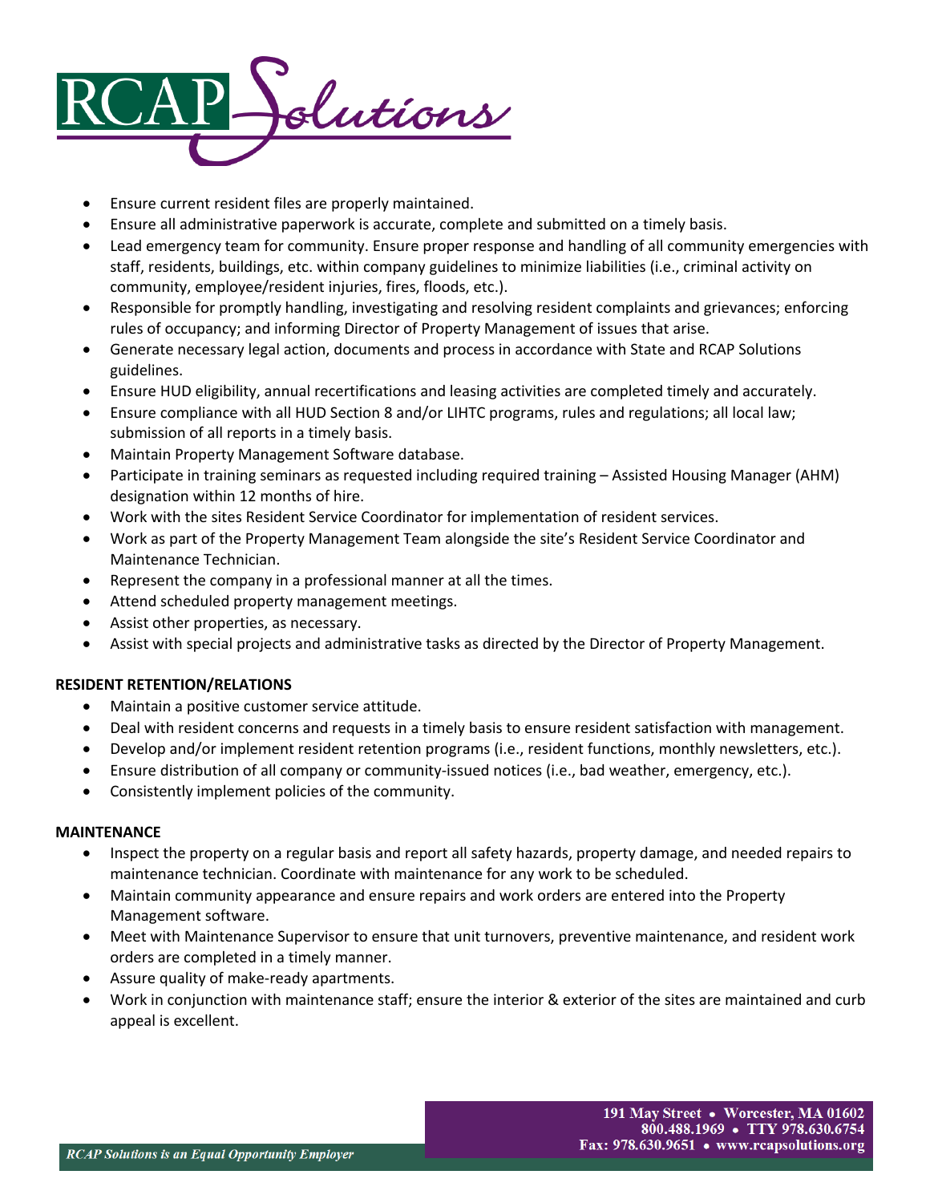- Ensure current resident files are properly maintained.
- Ensure all administrative paperwork is accurate, complete and submitted on a timely basis.
- Lead emergency team for community. Ensure proper response and handling of all community emergencies with staff, residents, buildings, etc. within company guidelines to minimize liabilities (i.e., criminal activity on community, employee/resident injuries, fires, floods, etc.).
- Responsible for promptly handling, investigating and resolving resident complaints and grievances; enforcing rules of occupancy; and informing Director of Property Management of issues that arise.
- Generate necessary legal action, documents and process in accordance with State and RCAP Solutions guidelines.
- Ensure HUD eligibility, annual recertifications and leasing activities are completed timely and accurately.
- Ensure compliance with all HUD Section 8 and/or LIHTC programs, rules and regulations; all local law; submission of all reports in a timely basis.
- Maintain Property Management Software database.
- Participate in training seminars as requested including required training – Assisted Housing Manager (AHM) designation within 12 months of hire.
- Work with the sites Resident Service Coordinator for implementation of resident services.
- Work as part of the Property Management Team alongside the site's Resident Service Coordinator and Maintenance Technician.
- Represent the company in a professional manner at all the times.
- Attend scheduled property management meetings.
- Assist other properties, as necessary.
- Assist with special projects and administrative tasks as directed by the Director of Property Management.

**RESIDENT RETENTION/RELATIONS**

- Maintain a positive customer service attitude.
- Deal with resident concerns and requests in a timely basis to ensure resident satisfaction with management.
- Develop and/or implement resident retention programs (i.e., resident functions, monthly newsletters, etc.).
- Ensure distribution of all company or community-issued notices (i.e., bad weather, emergency, etc.).
- Consistently implement policies of the community.

**MAINTENANCE**

- Inspect the property on a regular basis and report all safety hazards, property damage, and needed repairs to maintenance technician. Coordinate with maintenance for any work to be scheduled.
- Maintain community appearance and ensure repairs and work orders are entered into the Property Management software.
- Meet with Maintenance Supervisor to ensure that unit turnovers, preventive maintenance, and resident work orders are completed in a timely manner.
- Assure quality of make-ready apartments.
- Work in conjunction with maintenance staff; ensure the interior & exterior of the sites are maintained and curb appeal is excellent.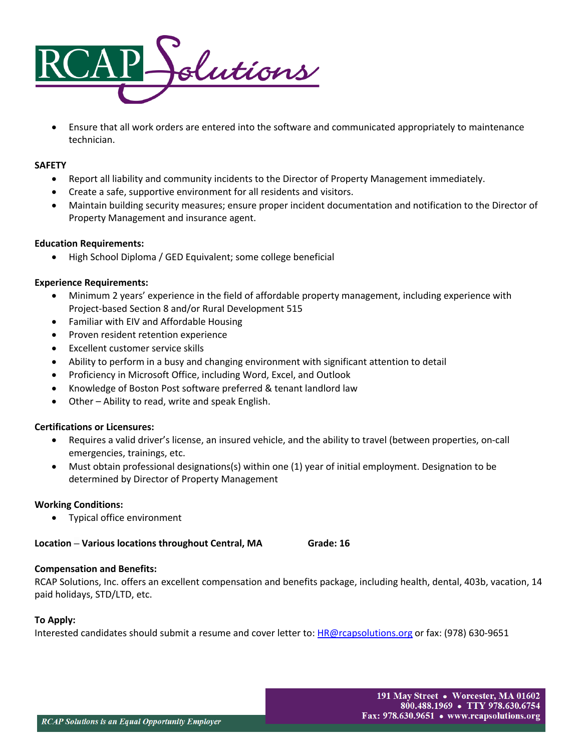- Ensure that all work orders are entered into the software and communicated appropriately to maintenance technician.

**SAFETY**

- Report all liability and community incidents to the Director of Property Management immediately.
- Create a safe, supportive environment for all residents and visitors.
- Maintain building security measures; ensure proper incident documentation and notification to the Director of Property Management and insurance agent.

**Education Requirements:**

- High School Diploma / GED Equivalent; some college beneficial

**Experience Requirements:**

- Minimum 2 years' experience in the field of affordable property management, including experience with Project-based Section 8 and/or Rural Development 515
- Familiar with EIV and Affordable Housing
- Proven resident retention experience
- Excellent customer service skills
- Ability to perform in a busy and changing environment with significant attention to detail
- Proficiency in Microsoft Office, including Word, Excel, and Outlook
- Knowledge of Boston Post software preferred & tenant landlord law
- Other – Ability to read, write and speak English.

**Certifications or Licensures:**

- Requires a valid driver's license, an insured vehicle, and the ability to travel (between properties, on-call emergencies, trainings, etc.
- Must obtain professional designations(s) within one (1) year of initial employment. Designation to be determined by Director of Property Management

**Working Conditions:**

- Typical office environment

**Location – Various locations throughout Central, MA** **Grade: 16**

**Compensation and Benefits:**

RCAP Solutions, Inc. offers an excellent compensation and benefits package, including health, dental, 403b, vacation, 14 paid holidays, STD/LTD, etc.

**To Apply:**

Interested candidates should submit a resume and cover letter to: HR@rcapsolutions.org or fax: (978) 630-9651

*RCAP Solutions is an Equal Opportunity Employer*

191 May Street • Worcester, MA 01602
800.488.1969 • TTY 978.630.6754
Fax: 978.630.9651 • www.rcapsolutions.org